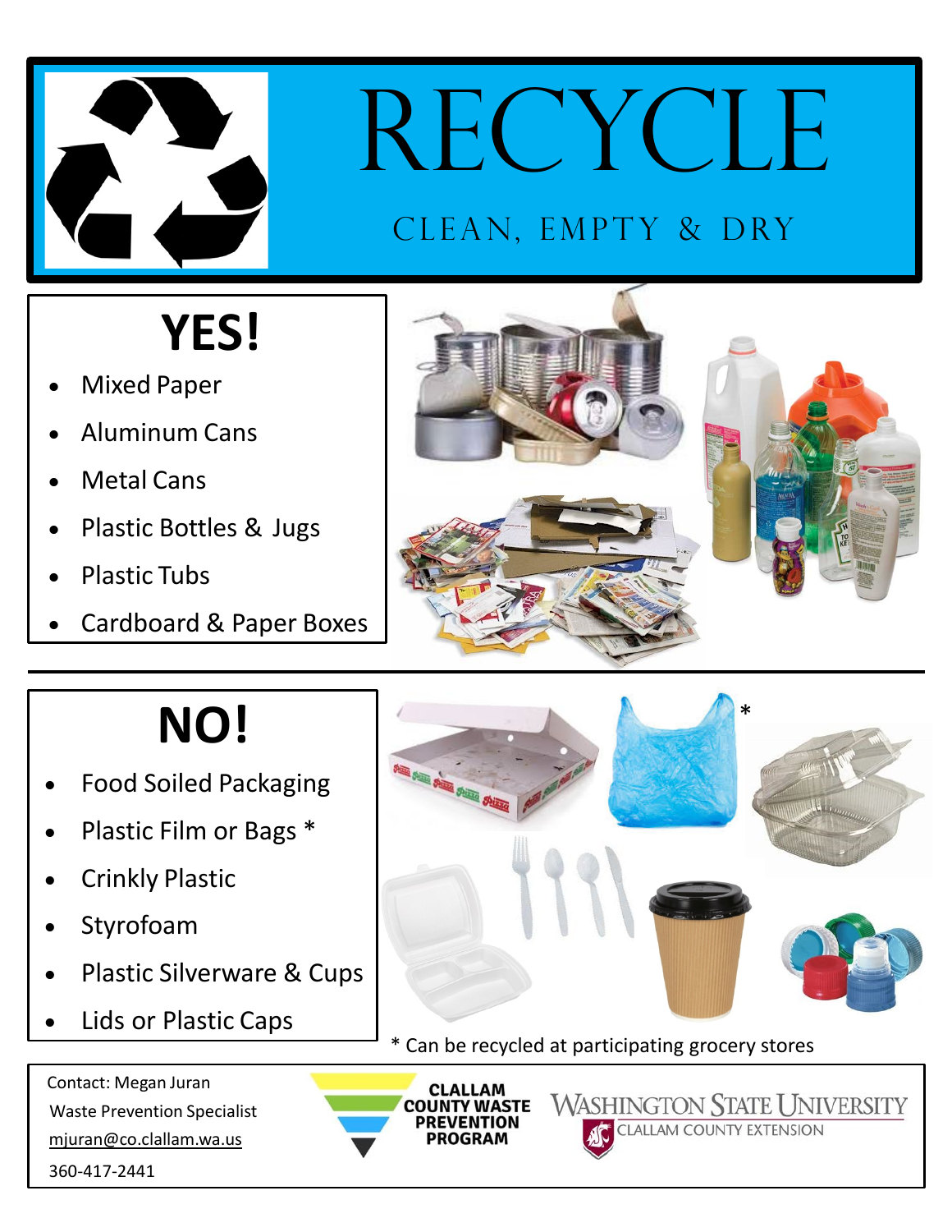# RECYCLE

CLEAN, EMPTY & DRY

## YES!

- Mixed Paper
- Aluminum Cans
- Metal Cans
- Plastic Bottles & Jugs
- Plastic Tubs
- Cardboard & Paper Boxes

## NO!

- Food Soiled Packaging
- Plastic Film or Bags *
- Crinkly Plastic
- Styrofoam
- Plastic Silverware & Cups
- Lids or Plastic Caps

* Can be recycled at participating grocery stores

Contact: Megan Juran
Waste Prevention Specialist
mjuran@co.clallam.wa.us
360-417-2441

CLALLAM COUNTY WASTE PREVENTION PROGRAM

WASHINGTON STATE UNIVERSITY CLALLAM COUNTY EXTENSION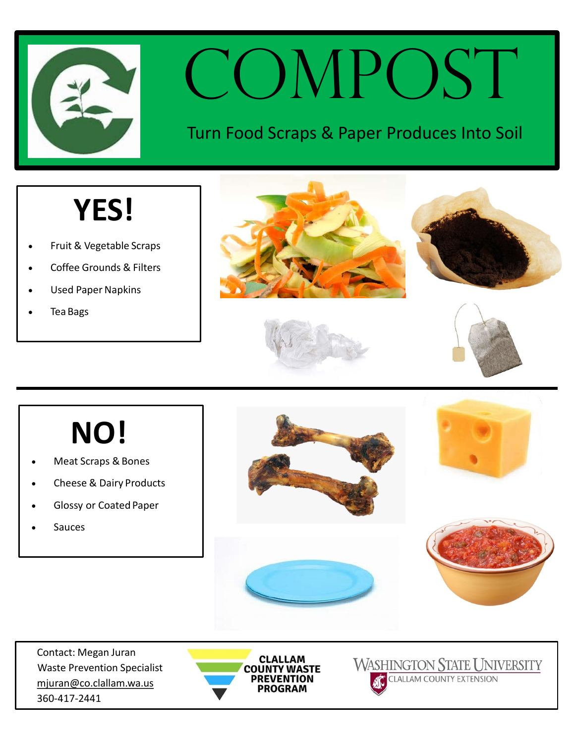# COMPOST

Turn Food Scraps & Paper Produces Into Soil

## YES!

- Fruit & Vegetable Scraps
- Coffee Grounds & Filters
- Used Paper Napkins
- Tea Bags

## NO!

- Meat Scraps & Bones
- Cheese & Dairy Products
- Glossy or Coated Paper
- Sauces

Contact: Megan Juran
Waste Prevention Specialist
mjuran@co.clallam.wa.us
360-417-2441

CLALLAM COUNTY WASTE PREVENTION PROGRAM

WASHINGTON STATE UNIVERSITY
CLALLAM COUNTY EXTENSION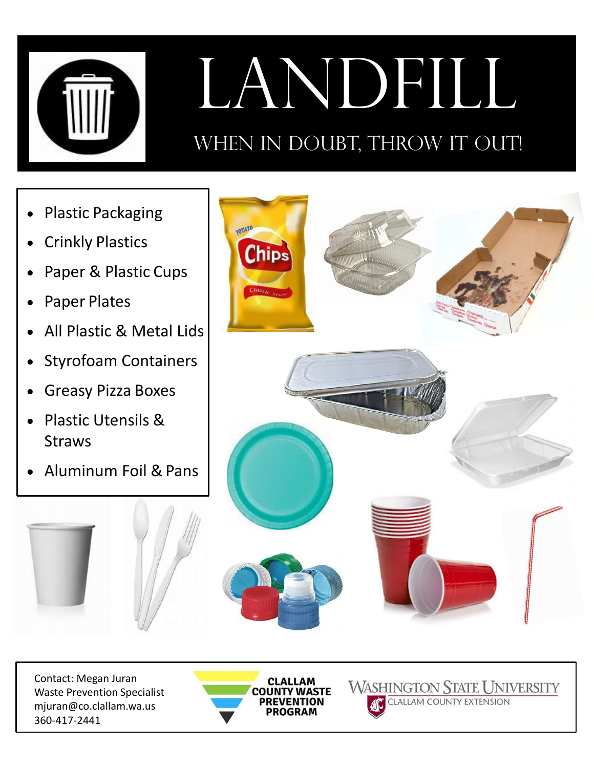# LANDFILL

## WHEN IN DOUBT, THROW IT OUT!

- Plastic Packaging
- Crinkly Plastics
- Paper & Plastic Cups
- Paper Plates
- All Plastic & Metal Lids
- Styrofoam Containers
- Greasy Pizza Boxes
- Plastic Utensils & Straws
- Aluminum Foil & Pans

Contact: Megan Juran
Waste Prevention Specialist
mjuran@co.clallam.wa.us
360-417-2441

CLALLAM COUNTY WASTE PREVENTION PROGRAM

WASHINGTON STATE UNIVERSITY
CLALLAM COUNTY EXTENSION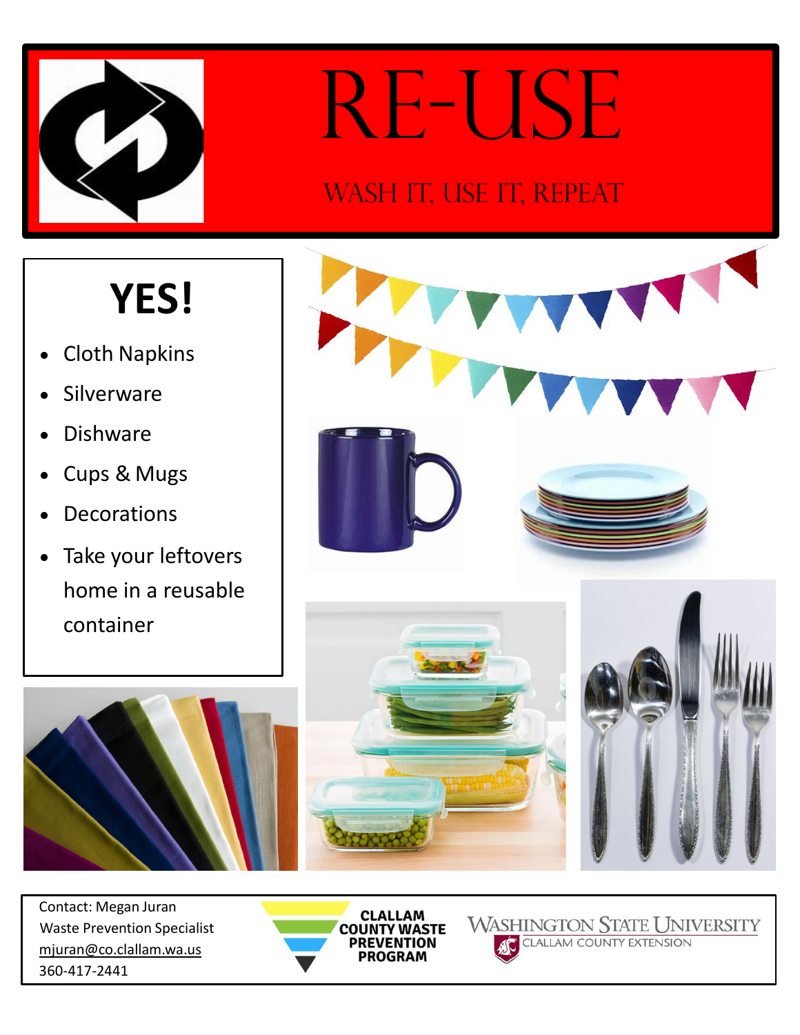# RE-USE

WASH IT, USE IT, REPEAT

## YES!

- Cloth Napkins
- Silverware
- Dishware
- Cups & Mugs
- Decorations
- Take your leftovers home in a reusable container

Contact: Megan Juran
Waste Prevention Specialist
mjuran@co.clallam.wa.us
360-417-2441

CLALLAM COUNTY WASTE PREVENTION PROGRAM

WASHINGTON STATE UNIVERSITY
CLALLAM COUNTY EXTENSION